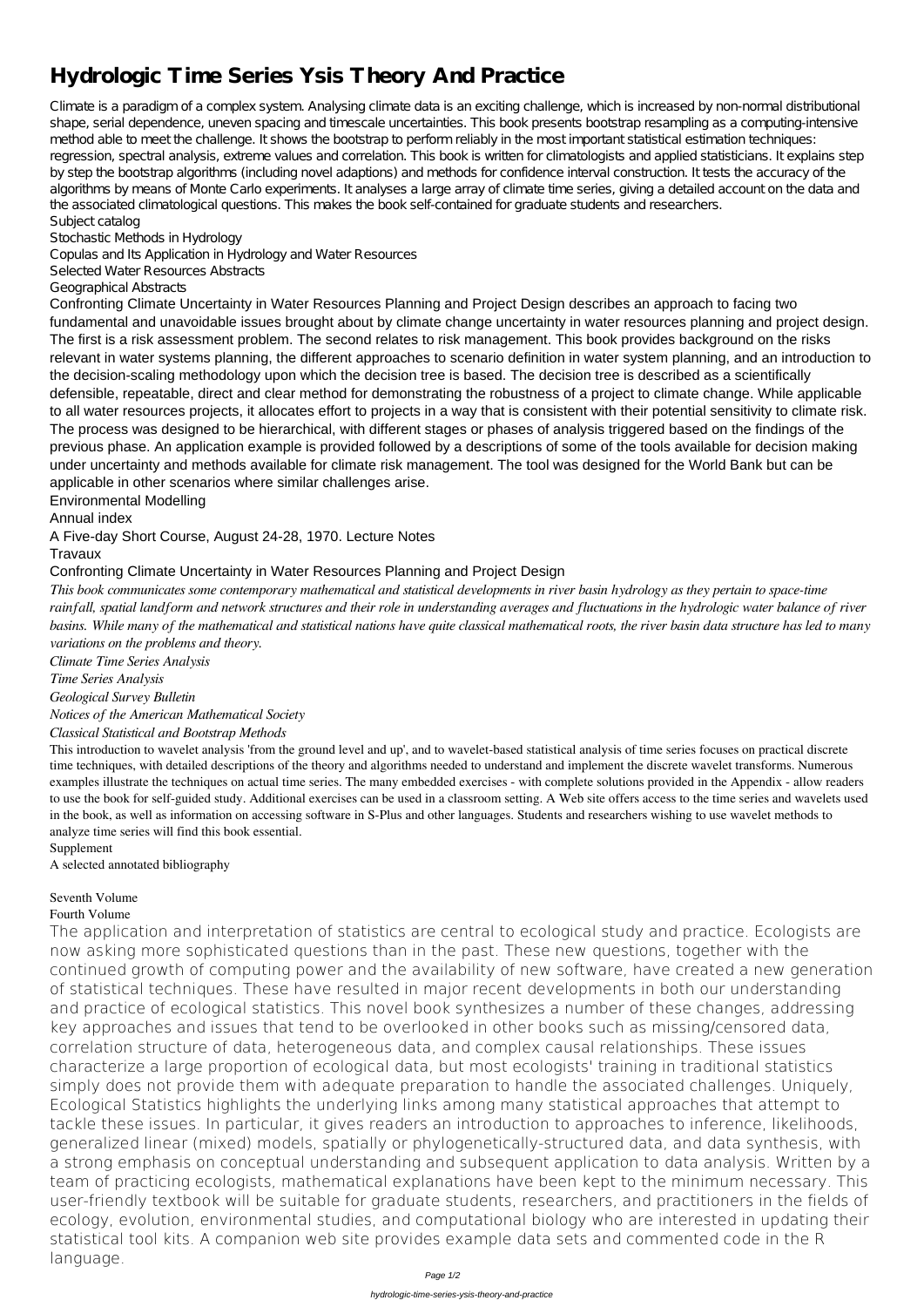# Hydrologic Time Series Ysis Theory And Practice

Climate is a paradigm of a complex system. Analysing climate data is an exciting challenge, which is increased by non-normal distributional shape, serial dependence, uneven spacing and timescale uncertainties. This book presents bootstrap resampling as a computing-intensive method able to meet the challenge. It shows the bootstrap to perform reliably in the most important statistical estimation techniques: regression, spectral analysis, extreme values and correlation. This book is written for climatologists and applied statisticians. It explains step by step the bootstrap algorithms (including novel adaptions) and methods for confidence interval construction. It tests the accuracy of the algorithms by means of Monte Carlo experiments. It analyses a large array of climate time series, giving a detailed account on the data and the associated climatological questions. This makes the book self-contained for graduate students and researchers.

Subject catalog

Stochastic Methods in Hydrology

Copulas and Its Application in Hydrology and Water Resources

Selected Water Resources Abstracts

Geographical Abstracts

Confronting Climate Uncertainty in Water Resources Planning and Project Design describes an approach to facing two fundamental and unavoidable issues brought about by climate change uncertainty in water resources planning and project design. The first is a risk assessment problem. The second relates to risk management. This book provides background on the risks relevant in water systems planning, the different approaches to scenario definition in water system planning, and an introduction to the decision-scaling methodology upon which the decision tree is based. The decision tree is described as a scientifically defensible, repeatable, direct and clear method for demonstrating the robustness of a project to climate change. While applicable to all water resources projects, it allocates effort to projects in a way that is consistent with their potential sensitivity to climate risk. The process was designed to be hierarchical, with different stages or phases of analysis triggered based on the findings of the previous phase. An application example is provided followed by a descriptions of some of the tools available for decision making under uncertainty and methods available for climate risk management. The tool was designed for the World Bank but can be applicable in other scenarios where similar challenges arise.

Environmental Modelling

Annual index

A Five-day Short Course, August 24-28, 1970. Lecture Notes

Travaux

Confronting Climate Uncertainty in Water Resources Planning and Project Design

*This book communicates some contemporary mathematical and statistical developments in river basin hydrology as they pertain to space-time rainfall, spatial landform and network structures and their role in understanding averages and fluctuations in the hydrologic water balance of river basins. While many of the mathematical and statistical nations have quite classical mathematical roots, the river basin data structure has led to many variations on the problems and theory.*

*Climate Time Series Analysis*

*Time Series Analysis*

*Geological Survey Bulletin*

*Notices of the American Mathematical Society*

*Classical Statistical and Bootstrap Methods*

This introduction to wavelet analysis 'from the ground level and up', and to wavelet-based statistical analysis of time series focuses on practical discrete time techniques, with detailed descriptions of the theory and algorithms needed to understand and implement the discrete wavelet transforms. Numerous examples illustrate the techniques on actual time series. The many embedded exercises - with complete solutions provided in the Appendix - allow readers to use the book for self-guided study. Additional exercises can be used in a classroom setting. A Web site offers access to the time series and wavelets used in the book, as well as information on accessing software in S-Plus and other languages. Students and researchers wishing to use wavelet methods to analyze time series will find this book essential.

Supplement

A selected annotated bibliography

Seventh Volume

Fourth Volume

The application and interpretation of statistics are central to ecological study and practice. Ecologists are now asking more sophisticated questions than in the past. These new questions, together with the continued growth of computing power and the availability of new software, have created a new generation of statistical techniques. These have resulted in major recent developments in both our understanding and practice of ecological statistics. This novel book synthesizes a number of these changes, addressing key approaches and issues that tend to be overlooked in other books such as missing/censored data, correlation structure of data, heterogeneous data, and complex causal relationships. These issues characterize a large proportion of ecological data, but most ecologists' training in traditional statistics simply does not provide them with adequate preparation to handle the associated challenges. Uniquely, Ecological Statistics highlights the underlying links among many statistical approaches that attempt to tackle these issues. In particular, it gives readers an introduction to approaches to inference, likelihoods, generalized linear (mixed) models, spatially or phylogenetically-structured data, and data synthesis, with a strong emphasis on conceptual understanding and subsequent application to data analysis. Written by a team of practicing ecologists, mathematical explanations have been kept to the minimum necessary. This user-friendly textbook will be suitable for graduate students, researchers, and practitioners in the fields of ecology, evolution, environmental studies, and computational biology who are interested in updating their statistical tool kits. A companion web site provides example data sets and commented code in the R language.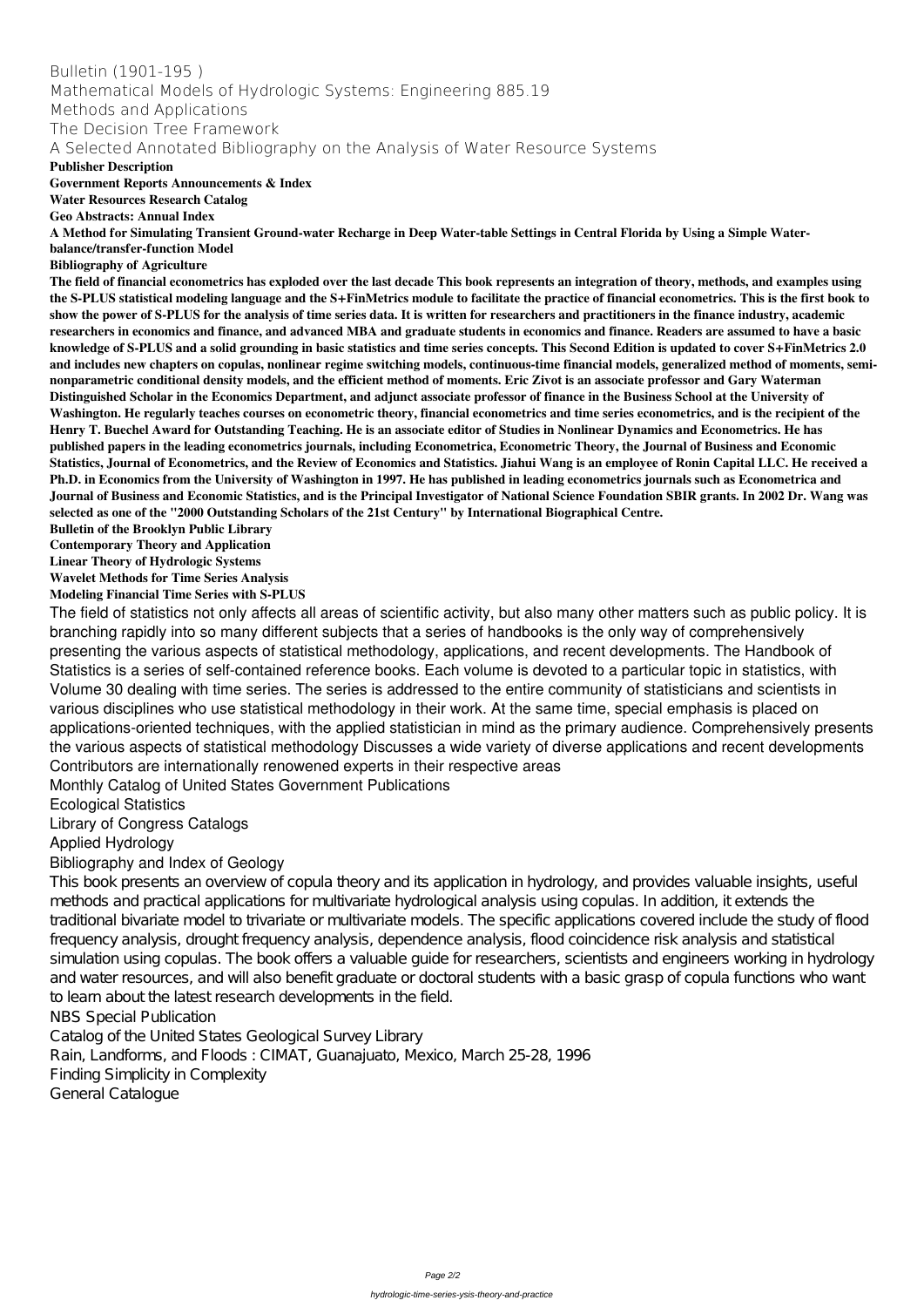Bulletin (1901-195 )

Mathematical Models of Hydrologic Systems: Engineering 885.19

Methods and Applications

The Decision Tree Framework

A Selected Annotated Bibliography on the Analysis of Water Resource Systems

**Publisher Description**

**Government Reports Announcements & Index**

**Water Resources Research Catalog**

**Geo Abstracts: Annual Index**

**A Method for Simulating Transient Ground-water Recharge in Deep Water-table Settings in Central Florida by Using a Simple Water-balance/transfer-function Model**

**Bibliography of Agriculture**

**The field of financial econometrics has exploded over the last decade This book represents an integration of theory, methods, and examples using the S-PLUS statistical modeling language and the S+FinMetrics module to facilitate the practice of financial econometrics. This is the first book to show the power of S-PLUS for the analysis of time series data. It is written for researchers and practitioners in the finance industry, academic researchers in economics and finance, and advanced MBA and graduate students in economics and finance. Readers are assumed to have a basic knowledge of S-PLUS and a solid grounding in basic statistics and time series concepts. This Second Edition is updated to cover S+FinMetrics 2.0 and includes new chapters on copulas, nonlinear regime switching models, continuous-time financial models, generalized method of moments, semi-nonparametric conditional density models, and the efficient method of moments. Eric Zivot is an associate professor and Gary Waterman Distinguished Scholar in the Economics Department, and adjunct associate professor of finance in the Business School at the University of Washington. He regularly teaches courses on econometric theory, financial econometrics and time series econometrics, and is the recipient of the Henry T. Buechel Award for Outstanding Teaching. He is an associate editor of Studies in Nonlinear Dynamics and Econometrics. He has published papers in the leading econometrics journals, including Econometrica, Econometric Theory, the Journal of Business and Economic Statistics, Journal of Econometrics, and the Review of Economics and Statistics. Jiahui Wang is an employee of Ronin Capital LLC. He received a Ph.D. in Economics from the University of Washington in 1997. He has published in leading econometrics journals such as Econometrica and Journal of Business and Economic Statistics, and is the Principal Investigator of National Science Foundation SBIR grants. In 2002 Dr. Wang was selected as one of the "2000 Outstanding Scholars of the 21st Century" by International Biographical Centre.**

**Bulletin of the Brooklyn Public Library**

**Contemporary Theory and Application**

**Linear Theory of Hydrologic Systems**

**Wavelet Methods for Time Series Analysis**

**Modeling Financial Time Series with S-PLUS**

The field of statistics not only affects all areas of scientific activity, but also many other matters such as public policy. It is branching rapidly into so many different subjects that a series of handbooks is the only way of comprehensively presenting the various aspects of statistical methodology, applications, and recent developments. The Handbook of Statistics is a series of self-contained reference books. Each volume is devoted to a particular topic in statistics, with Volume 30 dealing with time series. The series is addressed to the entire community of statisticians and scientists in various disciplines who use statistical methodology in their work. At the same time, special emphasis is placed on applications-oriented techniques, with the applied statistician in mind as the primary audience. Comprehensively presents the various aspects of statistical methodology Discusses a wide variety of diverse applications and recent developments Contributors are internationally renowened experts in their respective areas

Monthly Catalog of United States Government Publications

Ecological Statistics

Library of Congress Catalogs

Applied Hydrology

Bibliography and Index of Geology

This book presents an overview of copula theory and its application in hydrology, and provides valuable insights, useful methods and practical applications for multivariate hydrological analysis using copulas. In addition, it extends the traditional bivariate model to trivariate or multivariate models. The specific applications covered include the study of flood frequency analysis, drought frequency analysis, dependence analysis, flood coincidence risk analysis and statistical simulation using copulas. The book offers a valuable guide for researchers, scientists and engineers working in hydrology and water resources, and will also benefit graduate or doctoral students with a basic grasp of copula functions who want to learn about the latest research developments in the field.

NBS Special Publication

Catalog of the United States Geological Survey Library

Rain, Landforms, and Floods : CIMAT, Guanajuato, Mexico, March 25-28, 1996

Finding Simplicity in Complexity

General Catalogue